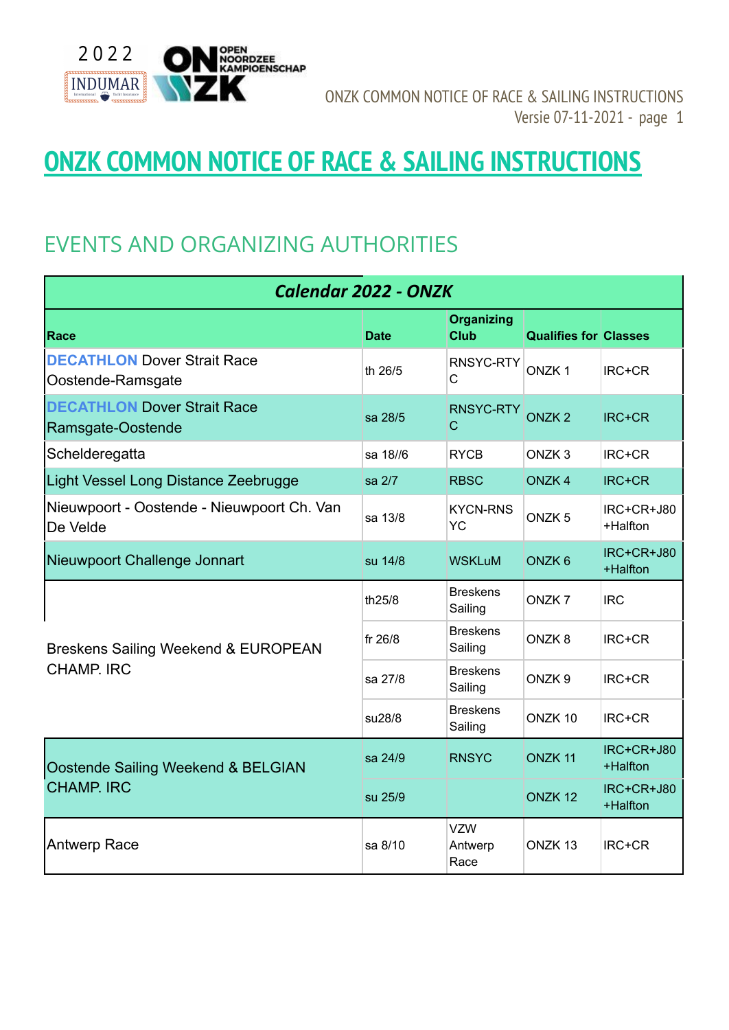# ONZK COMMON NOTICE OF RACE & SAILING INSTRUCTIONS

## EVENTS AND ORGANIZING AUTHORITIES

| ***Calendar 2022 - ONZK*** | | | | |
|---|---|---|---|---|
| **Race** | **Date** | **Organizing Club** | **Qualifies for** | **Classes** |
| **DECATHLON** Dover Strait Race Oostende-Ramsgate | th 26/5 | RNSYC-RTYC | ONZK 1 | IRC+CR |
| **DECATHLON** Dover Strait Race Ramsgate-Oostende | sa 28/5 | RNSYC-RTYC | ONZK 2 | IRC+CR |
| Schelderegatta | sa 18//6 | RYCB | ONZK 3 | IRC+CR |
| Light Vessel Long Distance Zeebrugge | sa 2/7 | RBSC | ONZK 4 | IRC+CR |
| Nieuwpoort - Oostende - Nieuwpoort Ch. Van De Velde | sa 13/8 | KYCN-RNSYC | ONZK 5 | IRC+CR+J80 +Halfton |
| Nieuwpoort Challenge Jonnart | su 14/8 | WSKLuM | ONZK 6 | IRC+CR+J80 +Halfton |
| Breskens Sailing Weekend & EUROPEAN CHAMP. IRC | th25/8 | Breskens Sailing | ONZK 7 | IRC |
| | fr 26/8 | Breskens Sailing | ONZK 8 | IRC+CR |
| | sa 27/8 | Breskens Sailing | ONZK 9 | IRC+CR |
| | su28/8 | Breskens Sailing | ONZK 10 | IRC+CR |
| Oostende Sailing Weekend & BELGIAN CHAMP. IRC | sa 24/9 | RNSYC | ONZK 11 | IRC+CR+J80 +Halfton |
| | su 25/9 | | ONZK 12 | IRC+CR+J80 +Halfton |
| Antwerp Race | sa 8/10 | VZW Antwerp Race | ONZK 13 | IRC+CR |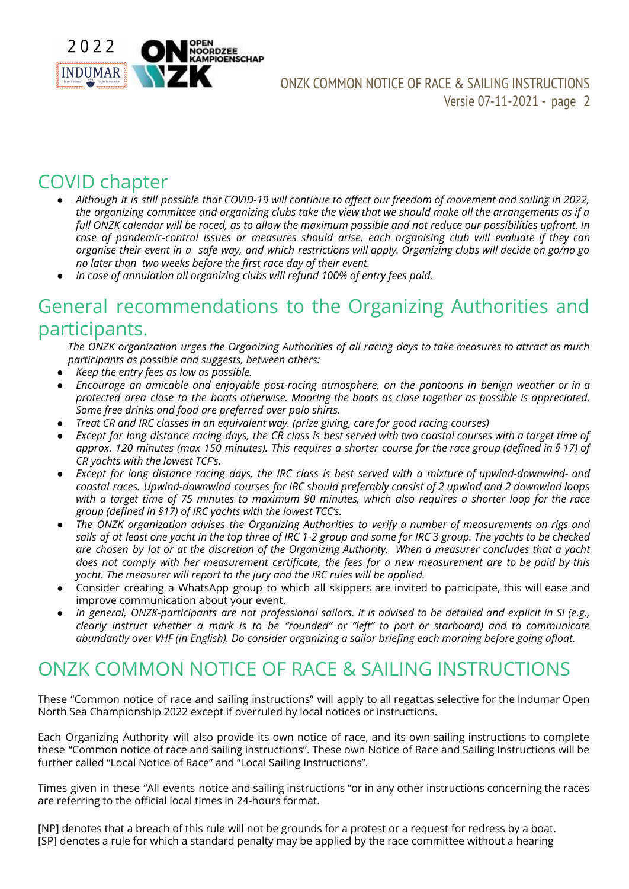## COVID chapter

- *Although it is still possible that COVID-19 will continue to affect our freedom of movement and sailing in 2022, the organizing committee and organizing clubs take the view that we should make all the arrangements as if a full ONZK calendar will be raced, as to allow the maximum possible and not reduce our possibilities upfront. In case of pandemic-control issues or measures should arise, each organising club will evaluate if they can organise their event in a safe way, and which restrictions will apply. Organizing clubs will decide on go/no go no later than two weeks before the first race day of their event.*
- *In case of annulation all organizing clubs will refund 100% of entry fees paid.*

## General recommendations to the Organizing Authorities and participants.

*The ONZK organization urges the Organizing Authorities of all racing days to take measures to attract as much participants as possible and suggests, between others:*

- *Keep the entry fees as low as possible.*
- *Encourage an amicable and enjoyable post-racing atmosphere, on the pontoons in benign weather or in a protected area close to the boats otherwise. Mooring the boats as close together as possible is appreciated. Some free drinks and food are preferred over polo shirts.*
- *Treat CR and IRC classes in an equivalent way. (prize giving, care for good racing courses)*
- *Except for long distance racing days, the CR class is best served with two coastal courses with a target time of approx. 120 minutes (max 150 minutes). This requires a shorter course for the race group (defined in § 17) of CR yachts with the lowest TCF's.*
- *Except for long distance racing days, the IRC class is best served with a mixture of upwind-downwind- and coastal races. Upwind-downwind courses for IRC should preferably consist of 2 upwind and 2 downwind loops with a target time of 75 minutes to maximum 90 minutes, which also requires a shorter loop for the race group (defined in §17) of IRC yachts with the lowest TCC's.*
- *The ONZK organization advises the Organizing Authorities to verify a number of measurements on rigs and sails of at least one yacht in the top three of IRC 1-2 group and same for IRC 3 group. The yachts to be checked are chosen by lot or at the discretion of the Organizing Authority. When a measurer concludes that a yacht does not comply with her measurement certificate, the fees for a new measurement are to be paid by this yacht. The measurer will report to the jury and the IRC rules will be applied.*
- Consider creating a WhatsApp group to which all skippers are invited to participate, this will ease and improve communication about your event.
- *In general, ONZK-participants are not professional sailors. It is advised to be detailed and explicit in SI (e.g., clearly instruct whether a mark is to be "rounded" or "left" to port or starboard) and to communicate abundantly over VHF (in English). Do consider organizing a sailor briefing each morning before going afloat.*

## ONZK COMMON NOTICE OF RACE & SAILING INSTRUCTIONS

These "Common notice of race and sailing instructions" will apply to all regattas selective for the Indumar Open North Sea Championship 2022 except if overruled by local notices or instructions.

Each Organizing Authority will also provide its own notice of race, and its own sailing instructions to complete these "Common notice of race and sailing instructions". These own Notice of Race and Sailing Instructions will be further called "Local Notice of Race" and "Local Sailing Instructions".

Times given in these "All events notice and sailing instructions "or in any other instructions concerning the races are referring to the official local times in 24-hours format.

[NP] denotes that a breach of this rule will not be grounds for a protest or a request for redress by a boat.
[SP] denotes a rule for which a standard penalty may be applied by the race committee without a hearing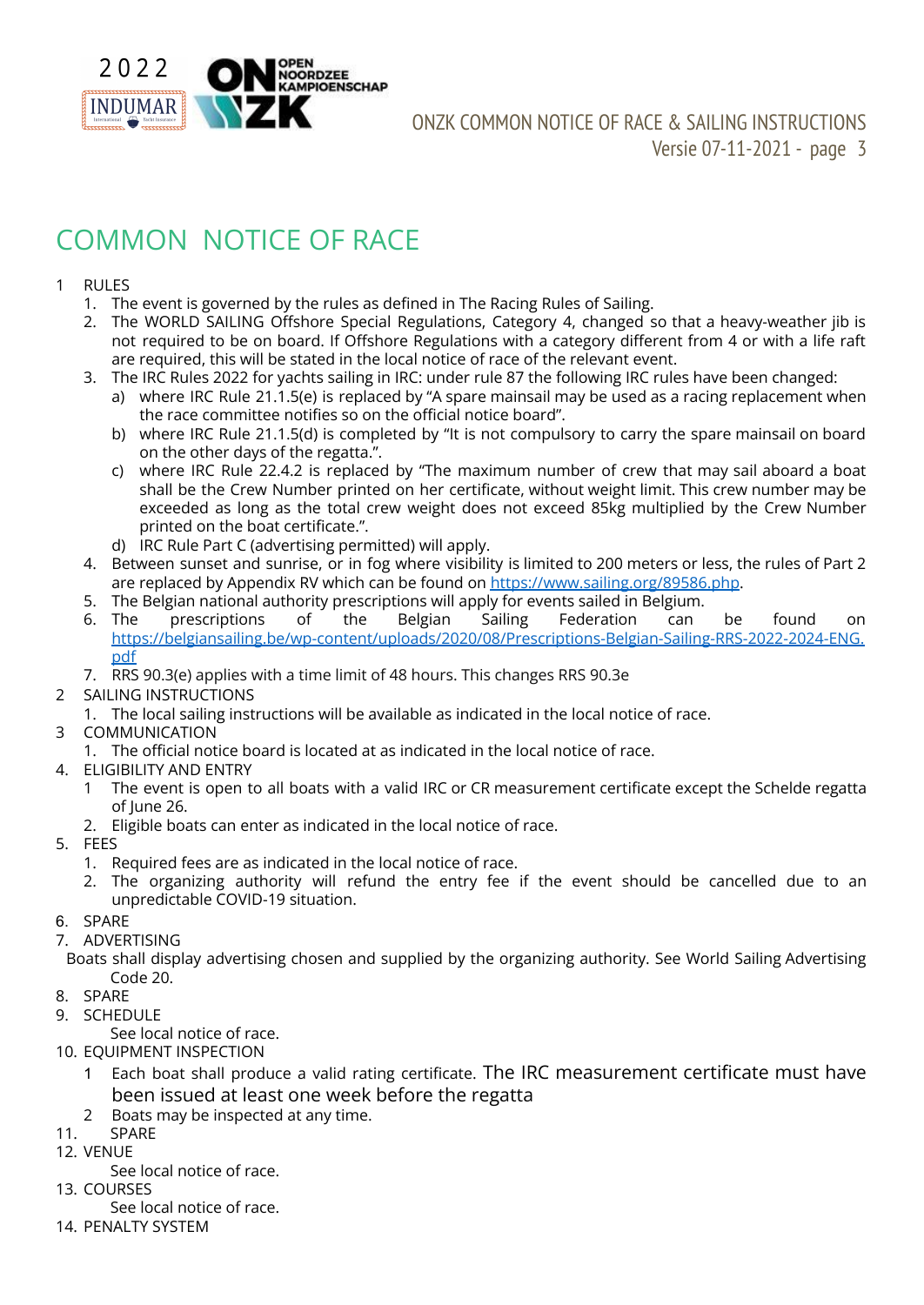# COMMON NOTICE OF RACE

1. RULES
    1. The event is governed by the rules as defined in The Racing Rules of Sailing.
    2. The WORLD SAILING Offshore Special Regulations, Category 4, changed so that a heavy-weather jib is not required to be on board. If Offshore Regulations with a category different from 4 or with a life raft are required, this will be stated in the local notice of race of the relevant event.
    3. The IRC Rules 2022 for yachts sailing in IRC: under rule 87 the following IRC rules have been changed:
        a) where IRC Rule 21.1.5(e) is replaced by "A spare mainsail may be used as a racing replacement when the race committee notifies so on the official notice board".
        b) where IRC Rule 21.1.5(d) is completed by "It is not compulsory to carry the spare mainsail on board on the other days of the regatta.".
        c) where IRC Rule 22.4.2 is replaced by "The maximum number of crew that may sail aboard a boat shall be the Crew Number printed on her certificate, without weight limit. This crew number may be exceeded as long as the total crew weight does not exceed 85kg multiplied by the Crew Number printed on the boat certificate.".
        d) IRC Rule Part C (advertising permitted) will apply.
    4. Between sunset and sunrise, or in fog where visibility is limited to 200 meters or less, the rules of Part 2 are replaced by Appendix RV which can be found on https://www.sailing.org/89586.php.
    5. The Belgian national authority prescriptions will apply for events sailed in Belgium.
    6. The prescriptions of the Belgian Sailing Federation can be found on https://belgiansailing.be/wp-content/uploads/2020/08/Prescriptions-Belgian-Sailing-RRS-2022-2024-ENG.pdf
    7. RRS 90.3(e) applies with a time limit of 48 hours. This changes RRS 90.3e
2. SAILING INSTRUCTIONS
    1. The local sailing instructions will be available as indicated in the local notice of race.
3. COMMUNICATION
    1. The official notice board is located at as indicated in the local notice of race.
4. ELIGIBILITY AND ENTRY
    1. The event is open to all boats with a valid IRC or CR measurement certificate except the Schelde regatta of June 26.
    2. Eligible boats can enter as indicated in the local notice of race.
5. FEES
    1. Required fees are as indicated in the local notice of race.
    2. The organizing authority will refund the entry fee if the event should be cancelled due to an unpredictable COVID-19 situation.
6. SPARE
7. ADVERTISING

   Boats shall display advertising chosen and supplied by the organizing authority. See World Sailing Advertising Code 20.
8. SPARE
9. SCHEDULE

   See local notice of race.
10. EQUIPMENT INSPECTION
    1. Each boat shall produce a valid rating certificate. The IRC measurement certificate must have been issued at least one week before the regatta
    2. Boats may be inspected at any time.
11. SPARE
12. VENUE

    See local notice of race.
13. COURSES

    See local notice of race.
14. PENALTY SYSTEM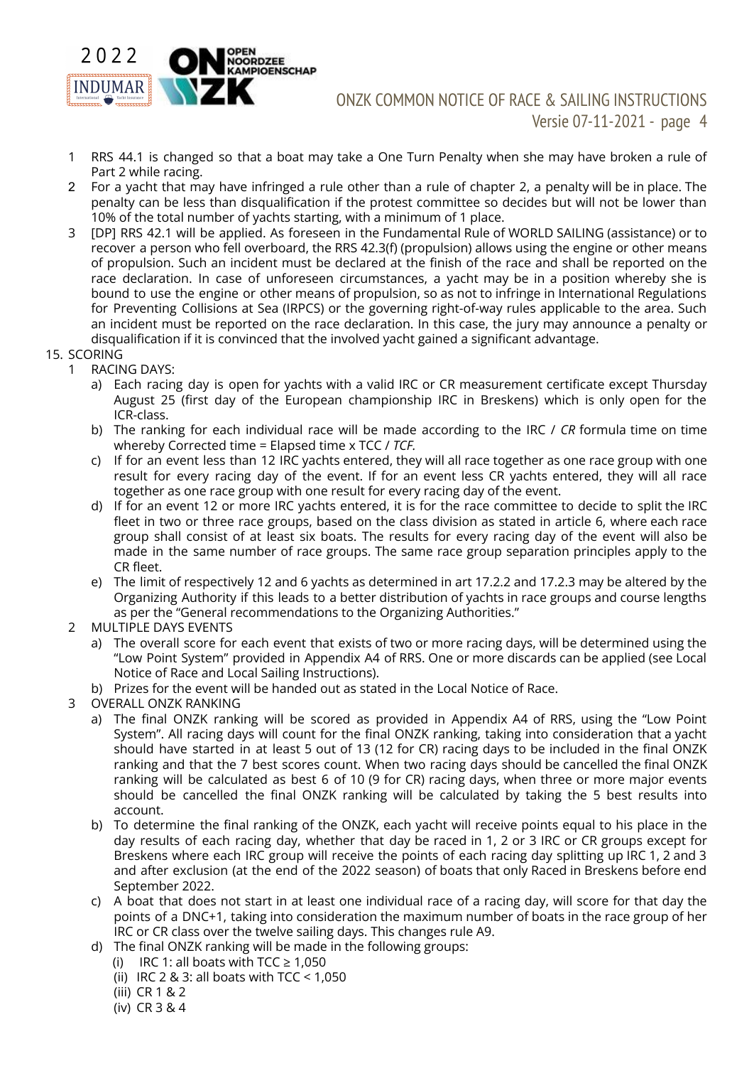1. RRS 44.1 is changed so that a boat may take a One Turn Penalty when she may have broken a rule of Part 2 while racing.
2. For a yacht that may have infringed a rule other than a rule of chapter 2, a penalty will be in place. The penalty can be less than disqualification if the protest committee so decides but will not be lower than 10% of the total number of yachts starting, with a minimum of 1 place.
3. [DP] RRS 42.1 will be applied. As foreseen in the Fundamental Rule of WORLD SAILING (assistance) or to recover a person who fell overboard, the RRS 42.3(f) (propulsion) allows using the engine or other means of propulsion. Such an incident must be declared at the finish of the race and shall be reported on the race declaration. In case of unforeseen circumstances, a yacht may be in a position whereby she is bound to use the engine or other means of propulsion, so as not to infringe in International Regulations for Preventing Collisions at Sea (IRPCS) or the governing right-of-way rules applicable to the area. Such an incident must be reported on the race declaration. In this case, the jury may announce a penalty or disqualification if it is convinced that the involved yacht gained a significant advantage.

15. SCORING
    1. RACING DAYS:
        a) Each racing day is open for yachts with a valid IRC or CR measurement certificate except Thursday August 25 (first day of the European championship IRC in Breskens) which is only open for the ICR-class.
        b) The ranking for each individual race will be made according to the IRC / *CR* formula time on time whereby Corrected time = Elapsed time x TCC / *TCF.*
        c) If for an event less than 12 IRC yachts entered, they will all race together as one race group with one result for every racing day of the event. If for an event less CR yachts entered, they will all race together as one race group with one result for every racing day of the event.
        d) If for an event 12 or more IRC yachts entered, it is for the race committee to decide to split the IRC fleet in two or three race groups, based on the class division as stated in article 6, where each race group shall consist of at least six boats. The results for every racing day of the event will also be made in the same number of race groups. The same race group separation principles apply to the CR fleet.
        e) The limit of respectively 12 and 6 yachts as determined in art 17.2.2 and 17.2.3 may be altered by the Organizing Authority if this leads to a better distribution of yachts in race groups and course lengths as per the "General recommendations to the Organizing Authorities."
    2. MULTIPLE DAYS EVENTS
        a) The overall score for each event that exists of two or more racing days, will be determined using the "Low Point System" provided in Appendix A4 of RRS. One or more discards can be applied (see Local Notice of Race and Local Sailing Instructions).
        b) Prizes for the event will be handed out as stated in the Local Notice of Race.
    3. OVERALL ONZK RANKING
        a) The final ONZK ranking will be scored as provided in Appendix A4 of RRS, using the "Low Point System". All racing days will count for the final ONZK ranking, taking into consideration that a yacht should have started in at least 5 out of 13 (12 for CR) racing days to be included in the final ONZK ranking and that the 7 best scores count. When two racing days should be cancelled the final ONZK ranking will be calculated as best 6 of 10 (9 for CR) racing days, when three or more major events should be cancelled the final ONZK ranking will be calculated by taking the 5 best results into account.
        b) To determine the final ranking of the ONZK, each yacht will receive points equal to his place in the day results of each racing day, whether that day be raced in 1, 2 or 3 IRC or CR groups except for Breskens where each IRC group will receive the points of each racing day splitting up IRC 1, 2 and 3 and after exclusion (at the end of the 2022 season) of boats that only Raced in Breskens before end September 2022.
        c) A boat that does not start in at least one individual race of a racing day, will score for that day the points of a DNC+1, taking into consideration the maximum number of boats in the race group of her IRC or CR class over the twelve sailing days. This changes rule A9.
        d) The final ONZK ranking will be made in the following groups:
            (i) IRC 1: all boats with TCC ≥ 1,050
            (ii) IRC 2 & 3: all boats with TCC < 1,050
            (iii) CR 1 & 2
            (iv) CR 3 & 4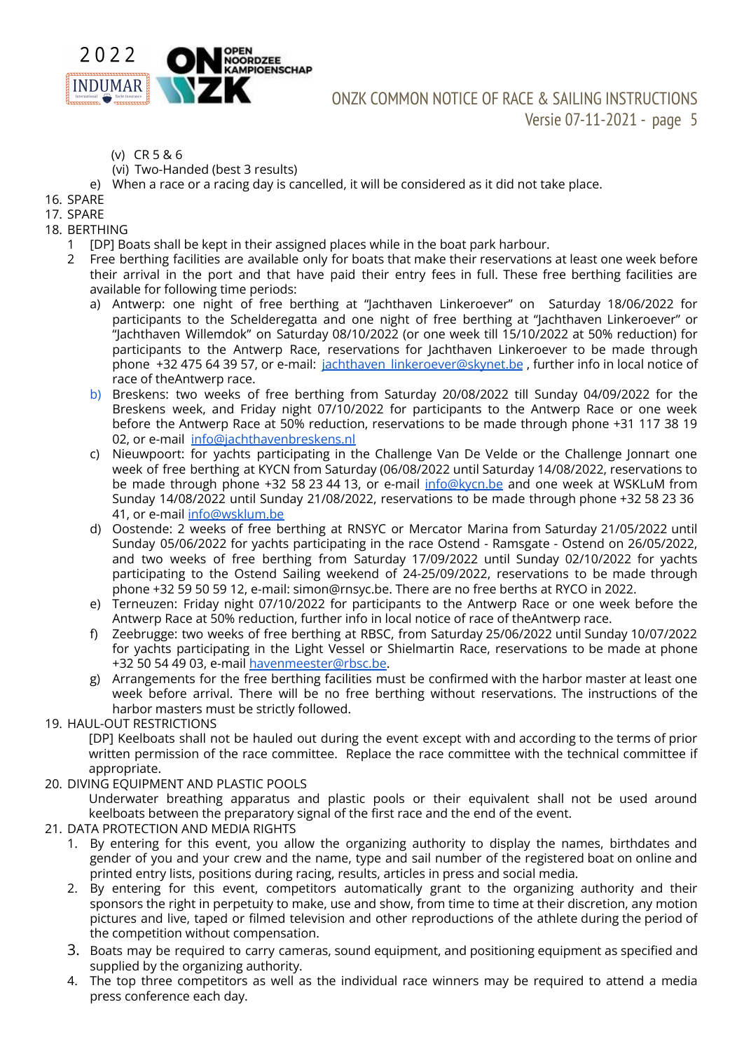(v) CR 5 & 6
(vi) Two-Handed (best 3 results)

e) When a race or a racing day is cancelled, it will be considered as it did not take place.

16. SPARE
17. SPARE
18. BERTHING
    1. [DP] Boats shall be kept in their assigned places while in the boat park harbour.
    2. Free berthing facilities are available only for boats that make their reservations at least one week before their arrival in the port and that have paid their entry fees in full. These free berthing facilities are available for following time periods:
        a) Antwerp: one night of free berthing at "Jachthaven Linkeroever" on Saturday 18/06/2022 for participants to the Schelderegatta and one night of free berthing at "Jachthaven Linkeroever" or "Jachthaven Willemdok" on Saturday 08/10/2022 (or one week till 15/10/2022 at 50% reduction) for participants to the Antwerp Race, reservations for Jachthaven Linkeroever to be made through phone +32 475 64 39 57, or e-mail: jachthaven_linkeroever@skynet.be , further info in local notice of race of theAntwerp race.
        b) Breskens: two weeks of free berthing from Saturday 20/08/2022 till Sunday 04/09/2022 for the Breskens week, and Friday night 07/10/2022 for participants to the Antwerp Race or one week before the Antwerp Race at 50% reduction, reservations to be made through phone +31 117 38 19 02, or e-mail info@jachthavenbreskens.nl
        c) Nieuwpoort: for yachts participating in the Challenge Van De Velde or the Challenge Jonnart one week of free berthing at KYCN from Saturday (06/08/2022 until Saturday 14/08/2022, reservations to be made through phone +32 58 23 44 13, or e-mail info@kycn.be and one week at WSKLuM from Sunday 14/08/2022 until Sunday 21/08/2022, reservations to be made through phone +32 58 23 36 41, or e-mail info@wsklum.be
        d) Oostende: 2 weeks of free berthing at RNSYC or Mercator Marina from Saturday 21/05/2022 until Sunday 05/06/2022 for yachts participating in the race Ostend - Ramsgate - Ostend on 26/05/2022, and two weeks of free berthing from Saturday 17/09/2022 until Sunday 02/10/2022 for yachts participating to the Ostend Sailing weekend of 24-25/09/2022, reservations to be made through phone +32 59 50 59 12, e-mail: simon@rnsyc.be. There are no free berths at RYCO in 2022.
        e) Terneuzen: Friday night 07/10/2022 for participants to the Antwerp Race or one week before the Antwerp Race at 50% reduction, further info in local notice of race of theAntwerp race.
        f) Zeebrugge: two weeks of free berthing at RBSC, from Saturday 25/06/2022 until Sunday 10/07/2022 for yachts participating in the Light Vessel or Shielmartin Race, reservations to be made at phone +32 50 54 49 03, e-mail havenmeester@rbsc.be.
        g) Arrangements for the free berthing facilities must be confirmed with the harbor master at least one week before arrival. There will be no free berthing without reservations. The instructions of the harbor masters must be strictly followed.
19. HAUL-OUT RESTRICTIONS

    [DP] Keelboats shall not be hauled out during the event except with and according to the terms of prior written permission of the race committee. Replace the race committee with the technical committee if appropriate.
20. DIVING EQUIPMENT AND PLASTIC POOLS

    Underwater breathing apparatus and plastic pools or their equivalent shall not be used around keelboats between the preparatory signal of the first race and the end of the event.
21. DATA PROTECTION AND MEDIA RIGHTS
    1. By entering for this event, you allow the organizing authority to display the names, birthdates and gender of you and your crew and the name, type and sail number of the registered boat on online and printed entry lists, positions during racing, results, articles in press and social media.
    2. By entering for this event, competitors automatically grant to the organizing authority and their sponsors the right in perpetuity to make, use and show, from time to time at their discretion, any motion pictures and live, taped or filmed television and other reproductions of the athlete during the period of the competition without compensation.
    3. Boats may be required to carry cameras, sound equipment, and positioning equipment as specified and supplied by the organizing authority.
    4. The top three competitors as well as the individual race winners may be required to attend a media press conference each day.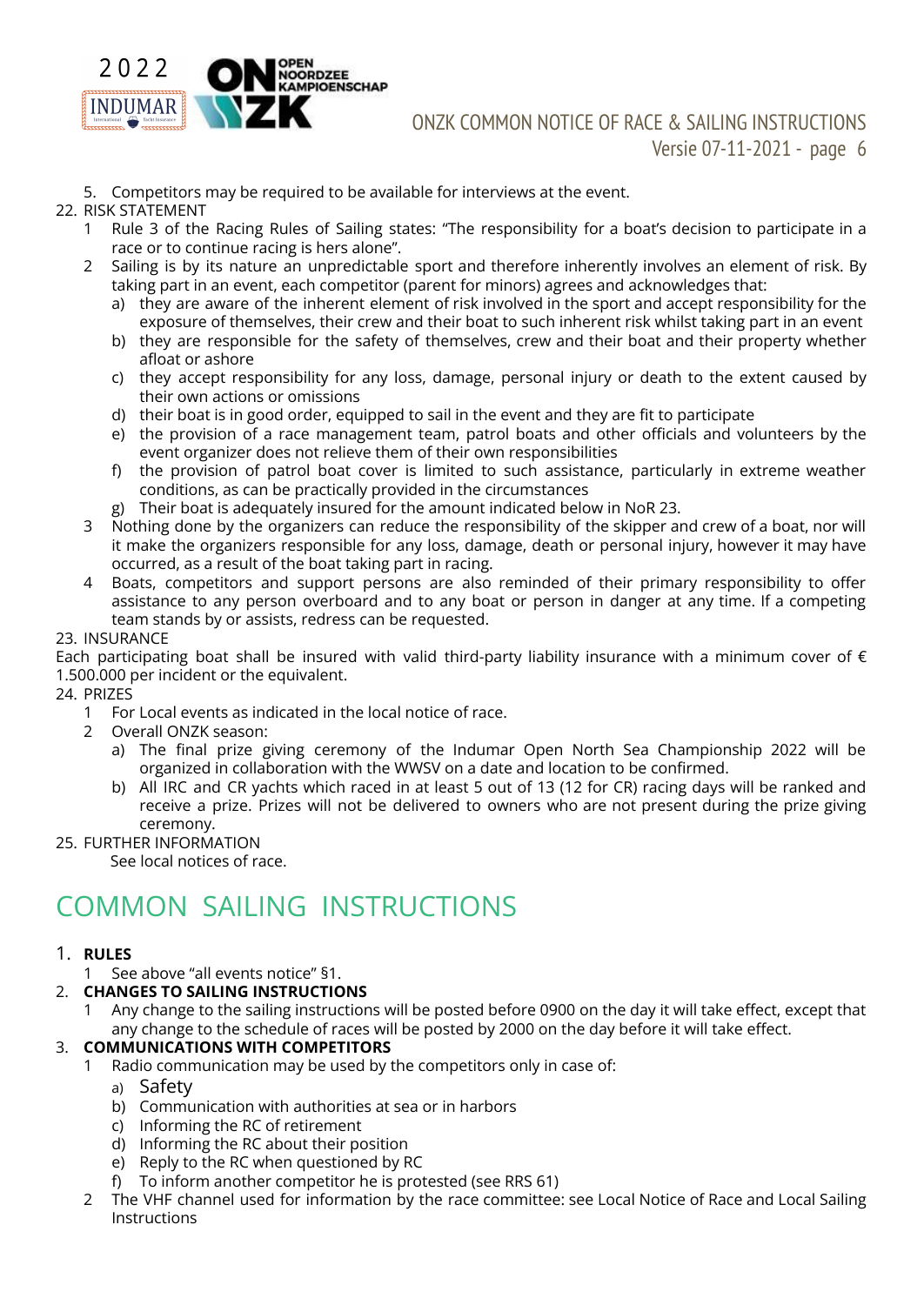5. Competitors may be required to be available for interviews at the event.

22. RISK STATEMENT
   1 Rule 3 of the Racing Rules of Sailing states: "The responsibility for a boat's decision to participate in a race or to continue racing is hers alone".
   2 Sailing is by its nature an unpredictable sport and therefore inherently involves an element of risk. By taking part in an event, each competitor (parent for minors) agrees and acknowledges that:
      a) they are aware of the inherent element of risk involved in the sport and accept responsibility for the exposure of themselves, their crew and their boat to such inherent risk whilst taking part in an event
      b) they are responsible for the safety of themselves, crew and their boat and their property whether afloat or ashore
      c) they accept responsibility for any loss, damage, personal injury or death to the extent caused by their own actions or omissions
      d) their boat is in good order, equipped to sail in the event and they are fit to participate
      e) the provision of a race management team, patrol boats and other officials and volunteers by the event organizer does not relieve them of their own responsibilities
      f) the provision of patrol boat cover is limited to such assistance, particularly in extreme weather conditions, as can be practically provided in the circumstances
      g) Their boat is adequately insured for the amount indicated below in NoR 23.
   3 Nothing done by the organizers can reduce the responsibility of the skipper and crew of a boat, nor will it make the organizers responsible for any loss, damage, death or personal injury, however it may have occurred, as a result of the boat taking part in racing.
   4 Boats, competitors and support persons are also reminded of their primary responsibility to offer assistance to any person overboard and to any boat or person in danger at any time. If a competing team stands by or assists, redress can be requested.

23. INSURANCE

Each participating boat shall be insured with valid third-party liability insurance with a minimum cover of € 1.500.000 per incident or the equivalent.

24. PRIZES
   1 For Local events as indicated in the local notice of race.
   2 Overall ONZK season:
      a) The final prize giving ceremony of the Indumar Open North Sea Championship 2022 will be organized in collaboration with the WWSV on a date and location to be confirmed.
      b) All IRC and CR yachts which raced in at least 5 out of 13 (12 for CR) racing days will be ranked and receive a prize. Prizes will not be delivered to owners who are not present during the prize giving ceremony.

25. FURTHER INFORMATION

See local notices of race.

# COMMON SAILING INSTRUCTIONS

1. **RULES**
   1 See above "all events notice" §1.
2. **CHANGES TO SAILING INSTRUCTIONS**
   1 Any change to the sailing instructions will be posted before 0900 on the day it will take effect, except that any change to the schedule of races will be posted by 2000 on the day before it will take effect.
3. **COMMUNICATIONS WITH COMPETITORS**
   1 Radio communication may be used by the competitors only in case of:
      a) Safety
      b) Communication with authorities at sea or in harbors
      c) Informing the RC of retirement
      d) Informing the RC about their position
      e) Reply to the RC when questioned by RC
      f) To inform another competitor he is protested (see RRS 61)
   2 The VHF channel used for information by the race committee: see Local Notice of Race and Local Sailing Instructions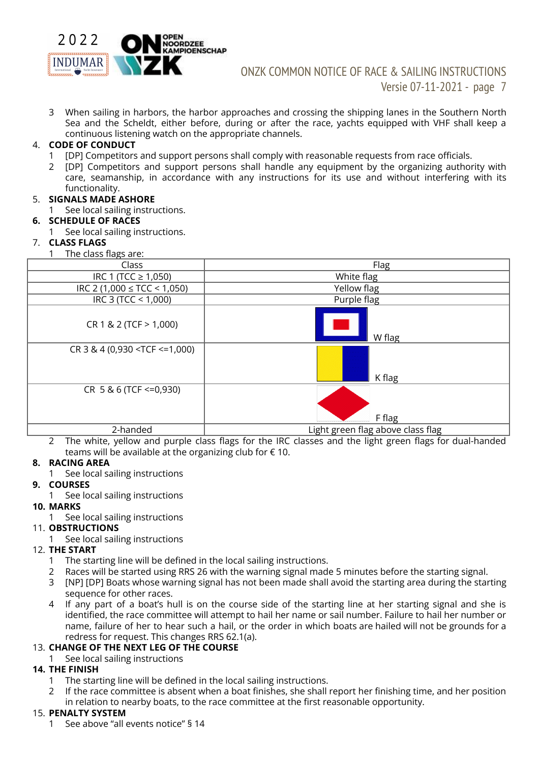3 When sailing in harbors, the harbor approaches and crossing the shipping lanes in the Southern North Sea and the Scheldt, either before, during or after the race, yachts equipped with VHF shall keep a continuous listening watch on the appropriate channels.

4. **CODE OF CONDUCT**
   1 [DP] Competitors and support persons shall comply with reasonable requests from race officials.
   2 [DP] Competitors and support persons shall handle any equipment by the organizing authority with care, seamanship, in accordance with any instructions for its use and without interfering with its functionality.

5. **SIGNALS MADE ASHORE**
   1 See local sailing instructions.

6. **SCHEDULE OF RACES**
   1 See local sailing instructions.

7. **CLASS FLAGS**
   1 The class flags are:

| Class | Flag |
|---|---|
| IRC 1 (TCC ≥ 1,050) | White flag |
| IRC 2 (1,000 ≤ TCC < 1,050) | Yellow flag |
| IRC 3 (TCC < 1,000) | Purple flag |
| CR 1 & 2 (TCF > 1,000) | W flag |
| CR 3 & 4 (0,930 <TCF <=1,000) | K flag |
| CR 5 & 6 (TCF <=0,930) | F flag |
| 2-handed | Light green flag above class flag |

   2 The white, yellow and purple class flags for the IRC classes and the light green flags for dual-handed teams will be available at the organizing club for € 10.

8. **RACING AREA**
   1 See local sailing instructions

9. **COURSES**
   1 See local sailing instructions

10. **MARKS**
    1 See local sailing instructions

11. **OBSTRUCTIONS**
    1 See local sailing instructions

12. **THE START**
    1 The starting line will be defined in the local sailing instructions.
    2 Races will be started using RRS 26 with the warning signal made 5 minutes before the starting signal.
    3 [NP] [DP] Boats whose warning signal has not been made shall avoid the starting area during the starting sequence for other races.
    4 If any part of a boat's hull is on the course side of the starting line at her starting signal and she is identified, the race committee will attempt to hail her name or sail number. Failure to hail her number or name, failure of her to hear such a hail, or the order in which boats are hailed will not be grounds for a redress for request. This changes RRS 62.1(a).

13. **CHANGE OF THE NEXT LEG OF THE COURSE**
    1 See local sailing instructions

14. **THE FINISH**
    1 The starting line will be defined in the local sailing instructions.
    2 If the race committee is absent when a boat finishes, she shall report her finishing time, and her position in relation to nearby boats, to the race committee at the first reasonable opportunity.

15. **PENALTY SYSTEM**
    1 See above "all events notice" § 14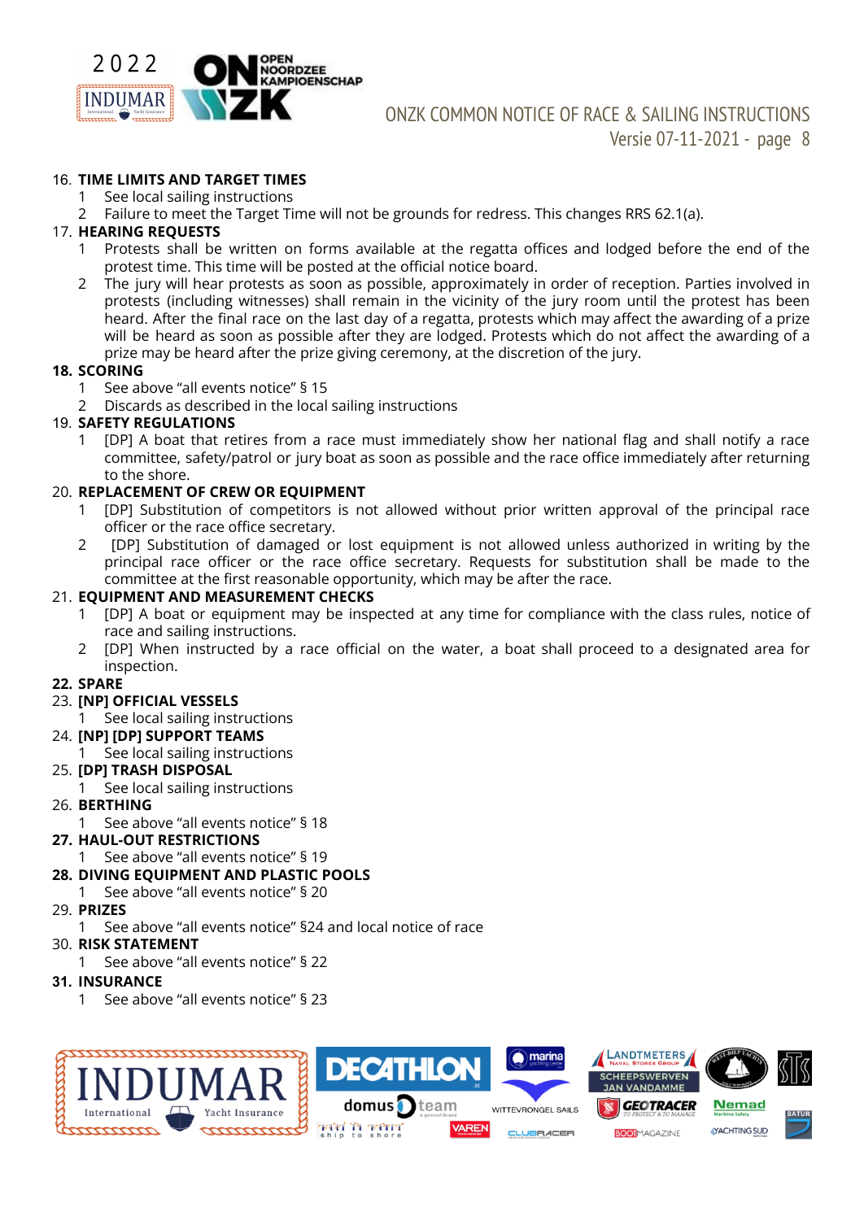16. **TIME LIMITS AND TARGET TIMES**
    1 See local sailing instructions
    2 Failure to meet the Target Time will not be grounds for redress. This changes RRS 62.1(a).

17. **HEARING REQUESTS**
    1 Protests shall be written on forms available at the regatta offices and lodged before the end of the protest time. This time will be posted at the official notice board.
    2 The jury will hear protests as soon as possible, approximately in order of reception. Parties involved in protests (including witnesses) shall remain in the vicinity of the jury room until the protest has been heard. After the final race on the last day of a regatta, protests which may affect the awarding of a prize will be heard as soon as possible after they are lodged. Protests which do not affect the awarding of a prize may be heard after the prize giving ceremony, at the discretion of the jury.

18. **SCORING**
    1 See above "all events notice" § 15
    2 Discards as described in the local sailing instructions

19. **SAFETY REGULATIONS**
    1 [DP] A boat that retires from a race must immediately show her national flag and shall notify a race committee, safety/patrol or jury boat as soon as possible and the race office immediately after returning to the shore.

20. **REPLACEMENT OF CREW OR EQUIPMENT**
    1 [DP] Substitution of competitors is not allowed without prior written approval of the principal race officer or the race office secretary.
    2 [DP] Substitution of damaged or lost equipment is not allowed unless authorized in writing by the principal race officer or the race office secretary. Requests for substitution shall be made to the committee at the first reasonable opportunity, which may be after the race.

21. **EQUIPMENT AND MEASUREMENT CHECKS**
    1 [DP] A boat or equipment may be inspected at any time for compliance with the class rules, notice of race and sailing instructions.
    2 [DP] When instructed by a race official on the water, a boat shall proceed to a designated area for inspection.

22. **SPARE**

23. **[NP] OFFICIAL VESSELS**
    1 See local sailing instructions

24. **[NP] [DP] SUPPORT TEAMS**
    1 See local sailing instructions

25. **[DP] TRASH DISPOSAL**
    1 See local sailing instructions

26. **BERTHING**
    1 See above "all events notice" § 18

27. **HAUL-OUT RESTRICTIONS**
    1 See above "all events notice" § 19

28. **DIVING EQUIPMENT AND PLASTIC POOLS**
    1 See above "all events notice" § 20

29. **PRIZES**
    1 See above "all events notice" §24 and local notice of race

30. **RISK STATEMENT**
    1 See above "all events notice" § 22

31. **INSURANCE**
    1 See above "all events notice" § 23